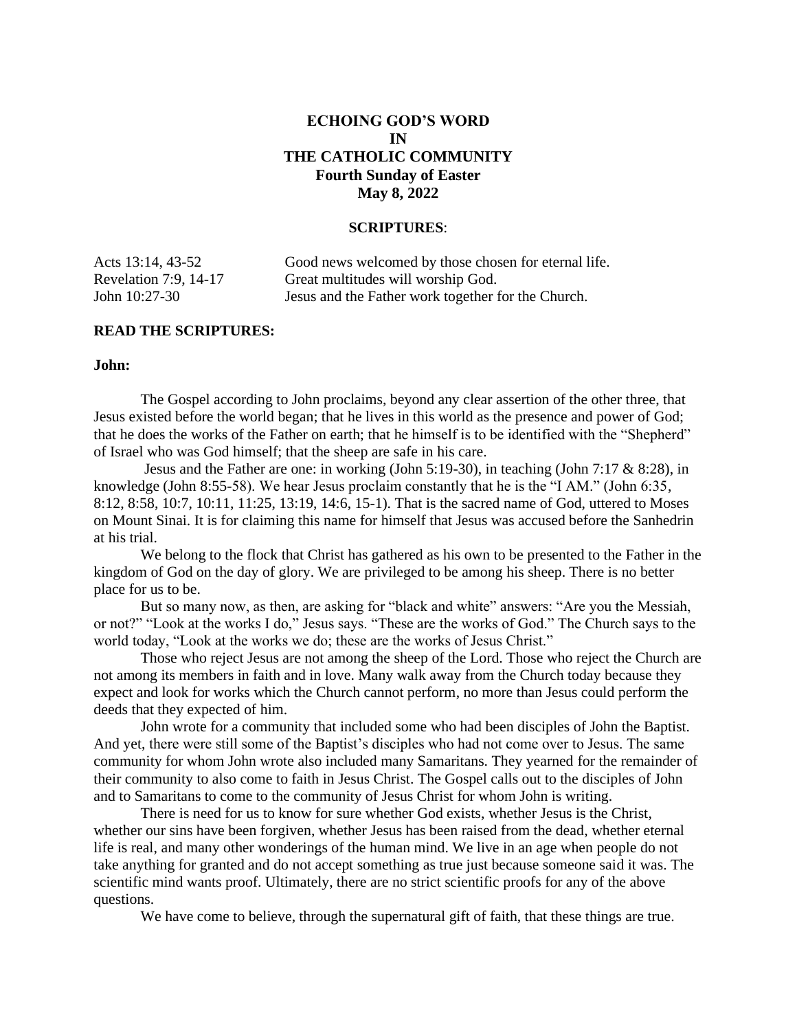# ECHOING GOD'S WORD IN THE CATHOLIC COMMUNITY

## Fourth Sunday of Easter
## May 8, 2022

### SCRIPTURES:

| | |
|---|---|
| Acts 13:14, 43-52 | Good news welcomed by those chosen for eternal life. |
| Revelation 7:9, 14-17 | Great multitudes will worship God. |
| John 10:27-30 | Jesus and the Father work together for the Church. |

### READ THE SCRIPTURES:

**John:**

The Gospel according to John proclaims, beyond any clear assertion of the other three, that Jesus existed before the world began; that he lives in this world as the presence and power of God; that he does the works of the Father on earth; that he himself is to be identified with the "Shepherd" of Israel who was God himself; that the sheep are safe in his care.

Jesus and the Father are one: in working (John 5:19-30), in teaching (John 7:17 & 8:28), in knowledge (John 8:55-58). We hear Jesus proclaim constantly that he is the "I AM." (John 6:35, 8:12, 8:58, 10:7, 10:11, 11:25, 13:19, 14:6, 15-1). That is the sacred name of God, uttered to Moses on Mount Sinai. It is for claiming this name for himself that Jesus was accused before the Sanhedrin at his trial.

We belong to the flock that Christ has gathered as his own to be presented to the Father in the kingdom of God on the day of glory. We are privileged to be among his sheep. There is no better place for us to be.

But so many now, as then, are asking for "black and white" answers: "Are you the Messiah, or not?" "Look at the works I do," Jesus says. "These are the works of God." The Church says to the world today, "Look at the works we do; these are the works of Jesus Christ."

Those who reject Jesus are not among the sheep of the Lord. Those who reject the Church are not among its members in faith and in love. Many walk away from the Church today because they expect and look for works which the Church cannot perform, no more than Jesus could perform the deeds that they expected of him.

John wrote for a community that included some who had been disciples of John the Baptist. And yet, there were still some of the Baptist's disciples who had not come over to Jesus. The same community for whom John wrote also included many Samaritans. They yearned for the remainder of their community to also come to faith in Jesus Christ. The Gospel calls out to the disciples of John and to Samaritans to come to the community of Jesus Christ for whom John is writing.

There is need for us to know for sure whether God exists, whether Jesus is the Christ, whether our sins have been forgiven, whether Jesus has been raised from the dead, whether eternal life is real, and many other wonderings of the human mind. We live in an age when people do not take anything for granted and do not accept something as true just because someone said it was. The scientific mind wants proof. Ultimately, there are no strict scientific proofs for any of the above questions.

We have come to believe, through the supernatural gift of faith, that these things are true.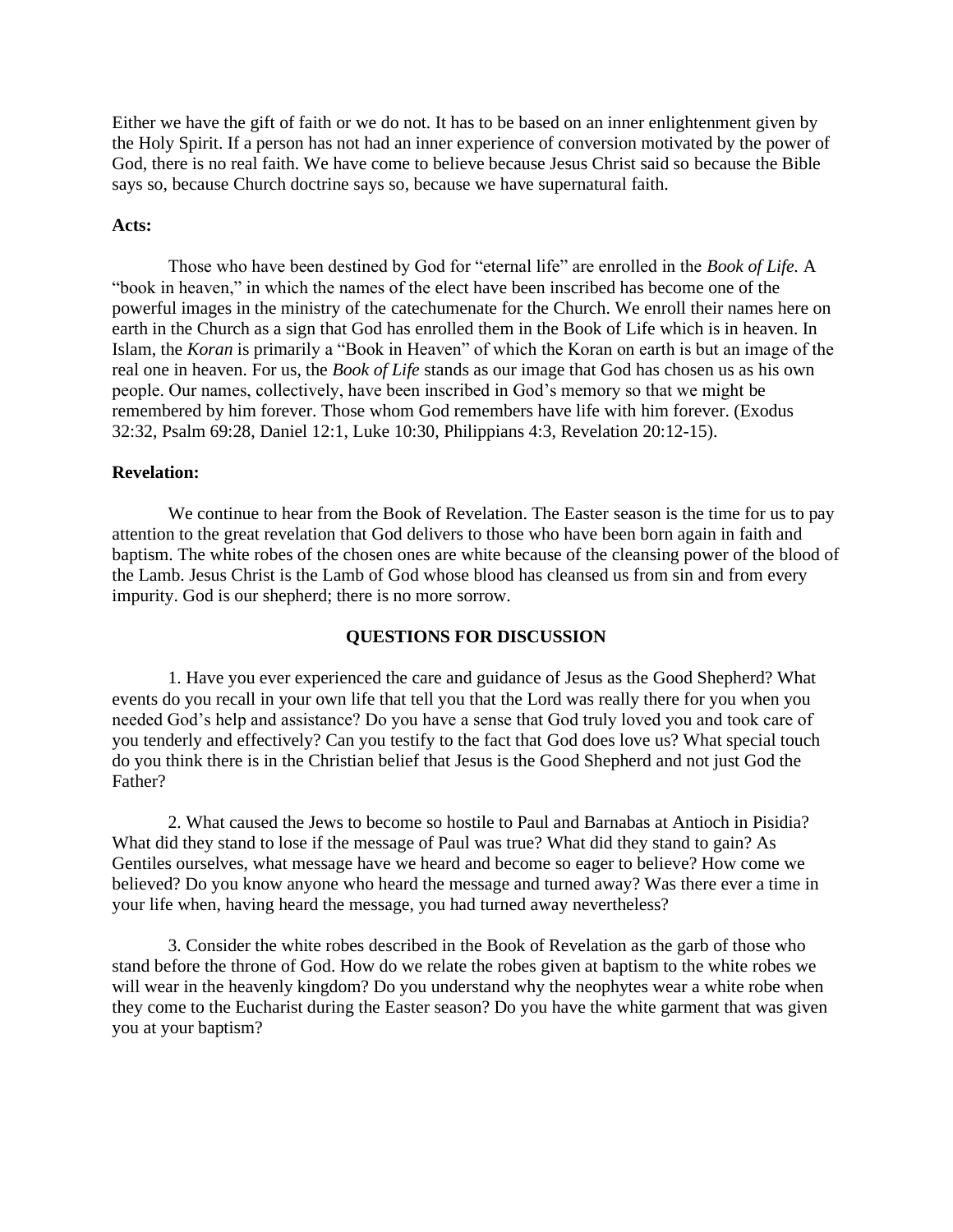Either we have the gift of faith or we do not. It has to be based on an inner enlightenment given by the Holy Spirit. If a person has not had an inner experience of conversion motivated by the power of God, there is no real faith. We have come to believe because Jesus Christ said so because the Bible says so, because Church doctrine says so, because we have supernatural faith.

**Acts:**

Those who have been destined by God for "eternal life" are enrolled in the *Book of Life.* A "book in heaven," in which the names of the elect have been inscribed has become one of the powerful images in the ministry of the catechumenate for the Church. We enroll their names here on earth in the Church as a sign that God has enrolled them in the Book of Life which is in heaven. In Islam, the *Koran* is primarily a "Book in Heaven" of which the Koran on earth is but an image of the real one in heaven. For us, the *Book of Life* stands as our image that God has chosen us as his own people. Our names, collectively, have been inscribed in God's memory so that we might be remembered by him forever. Those whom God remembers have life with him forever. (Exodus 32:32, Psalm 69:28, Daniel 12:1, Luke 10:30, Philippians 4:3, Revelation 20:12-15).

**Revelation:**

We continue to hear from the Book of Revelation. The Easter season is the time for us to pay attention to the great revelation that God delivers to those who have been born again in faith and baptism. The white robes of the chosen ones are white because of the cleansing power of the blood of the Lamb. Jesus Christ is the Lamb of God whose blood has cleansed us from sin and from every impurity. God is our shepherd; there is no more sorrow.

## QUESTIONS FOR DISCUSSION

1. Have you ever experienced the care and guidance of Jesus as the Good Shepherd? What events do you recall in your own life that tell you that the Lord was really there for you when you needed God's help and assistance? Do you have a sense that God truly loved you and took care of you tenderly and effectively? Can you testify to the fact that God does love us? What special touch do you think there is in the Christian belief that Jesus is the Good Shepherd and not just God the Father?

2. What caused the Jews to become so hostile to Paul and Barnabas at Antioch in Pisidia? What did they stand to lose if the message of Paul was true? What did they stand to gain? As Gentiles ourselves, what message have we heard and become so eager to believe? How come we believed? Do you know anyone who heard the message and turned away? Was there ever a time in your life when, having heard the message, you had turned away nevertheless?

3. Consider the white robes described in the Book of Revelation as the garb of those who stand before the throne of God. How do we relate the robes given at baptism to the white robes we will wear in the heavenly kingdom? Do you understand why the neophytes wear a white robe when they come to the Eucharist during the Easter season? Do you have the white garment that was given you at your baptism?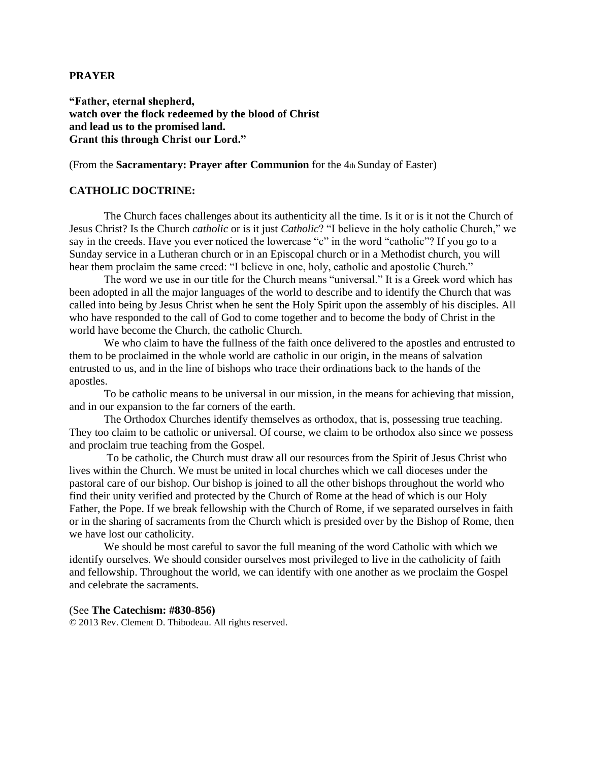**PRAYER**

**"Father, eternal shepherd,**
**watch over the flock redeemed by the blood of Christ**
**and lead us to the promised land.**
**Grant this through Christ our Lord."**

(From the **Sacramentary: Prayer after Communion** for the 4th Sunday of Easter)

**CATHOLIC DOCTRINE:**

The Church faces challenges about its authenticity all the time. Is it or is it not the Church of Jesus Christ? Is the Church *catholic* or is it just *Catholic*? "I believe in the holy catholic Church," we say in the creeds. Have you ever noticed the lowercase "c" in the word "catholic"? If you go to a Sunday service in a Lutheran church or in an Episcopal church or in a Methodist church, you will hear them proclaim the same creed: "I believe in one, holy, catholic and apostolic Church."

The word we use in our title for the Church means "universal." It is a Greek word which has been adopted in all the major languages of the world to describe and to identify the Church that was called into being by Jesus Christ when he sent the Holy Spirit upon the assembly of his disciples. All who have responded to the call of God to come together and to become the body of Christ in the world have become the Church, the catholic Church.

We who claim to have the fullness of the faith once delivered to the apostles and entrusted to them to be proclaimed in the whole world are catholic in our origin, in the means of salvation entrusted to us, and in the line of bishops who trace their ordinations back to the hands of the apostles.

To be catholic means to be universal in our mission, in the means for achieving that mission, and in our expansion to the far corners of the earth.

The Orthodox Churches identify themselves as orthodox, that is, possessing true teaching. They too claim to be catholic or universal. Of course, we claim to be orthodox also since we possess and proclaim true teaching from the Gospel.

To be catholic, the Church must draw all our resources from the Spirit of Jesus Christ who lives within the Church. We must be united in local churches which we call dioceses under the pastoral care of our bishop. Our bishop is joined to all the other bishops throughout the world who find their unity verified and protected by the Church of Rome at the head of which is our Holy Father, the Pope. If we break fellowship with the Church of Rome, if we separated ourselves in faith or in the sharing of sacraments from the Church which is presided over by the Bishop of Rome, then we have lost our catholicity.

We should be most careful to savor the full meaning of the word Catholic with which we identify ourselves. We should consider ourselves most privileged to live in the catholicity of faith and fellowship. Throughout the world, we can identify with one another as we proclaim the Gospel and celebrate the sacraments.

(See **The Catechism: #830-856)**

© 2013 Rev. Clement D. Thibodeau. All rights reserved.